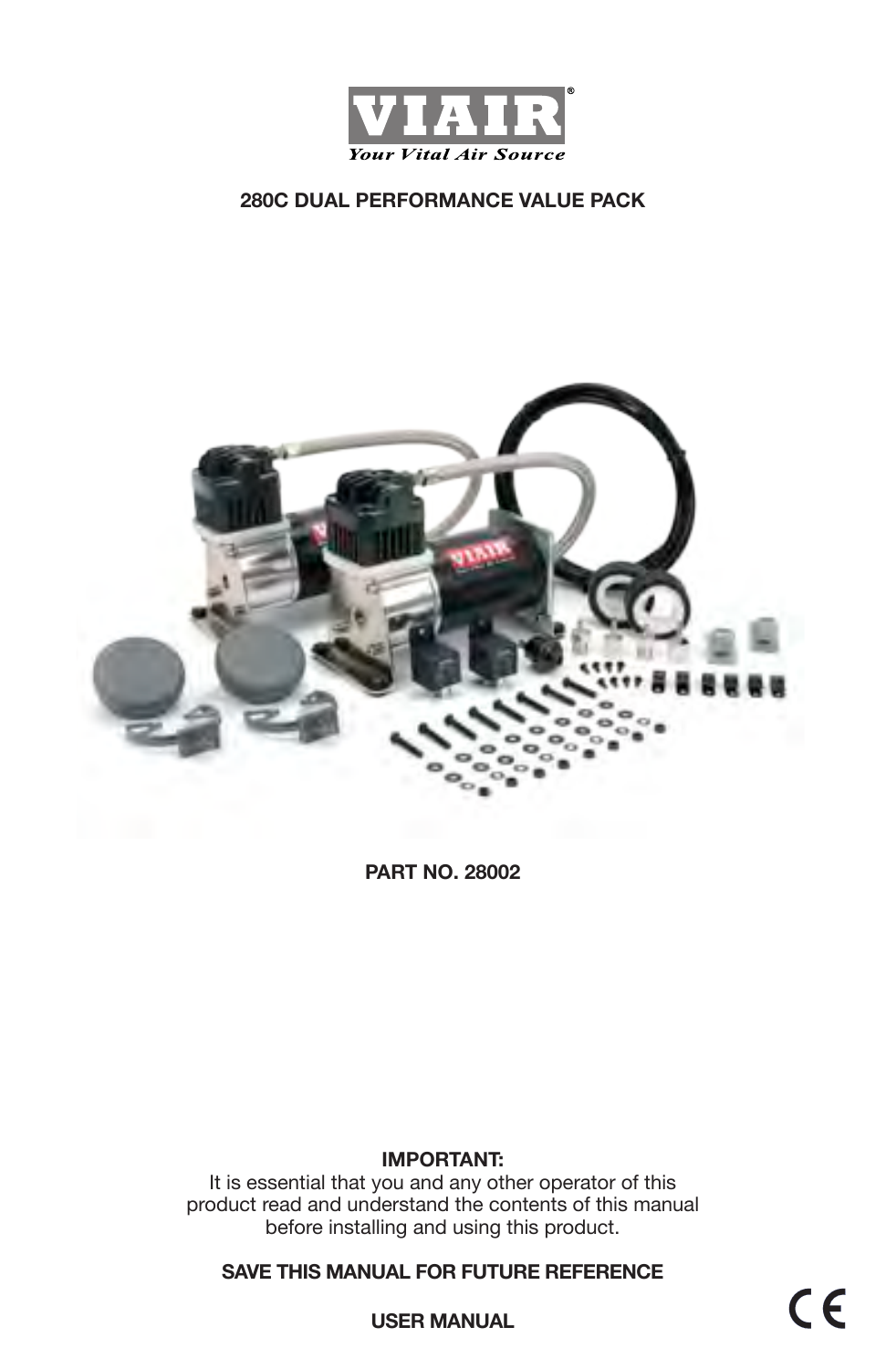# VIAIR®

*Your Vital Air Source*

**280C DUAL PERFORMANCE VALUE PACK**

**PART NO. 28002**

**IMPORTANT:**
It is essential that you and any other operator of this product read and understand the contents of this manual before installing and using this product.

**SAVE THIS MANUAL FOR FUTURE REFERENCE**

**USER MANUAL**

CE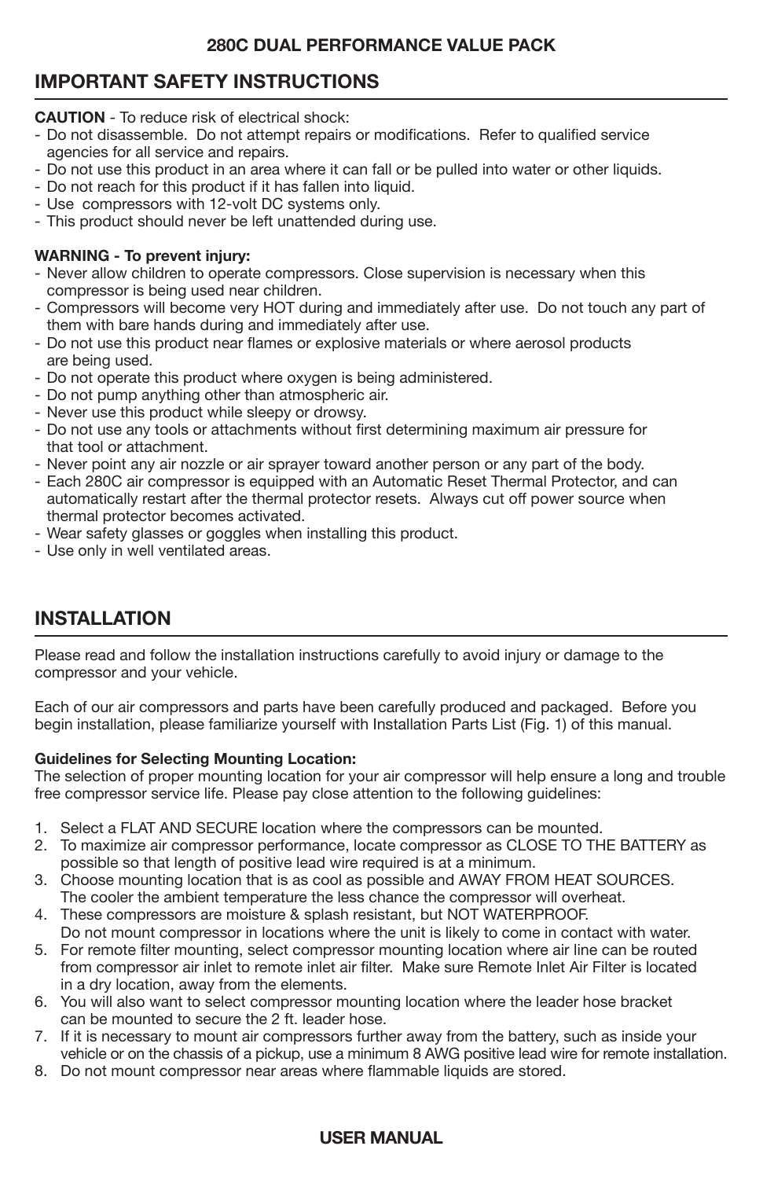# 280C DUAL PERFORMANCE VALUE PACK

## IMPORTANT SAFETY INSTRUCTIONS

**CAUTION** - To reduce risk of electrical shock:

- Do not disassemble. Do not attempt repairs or modifications. Refer to qualified service agencies for all service and repairs.
- Do not use this product in an area where it can fall or be pulled into water or other liquids.
- Do not reach for this product if it has fallen into liquid.
- Use compressors with 12-volt DC systems only.
- This product should never be left unattended during use.

**WARNING - To prevent injury:**

- Never allow children to operate compressors. Close supervision is necessary when this compressor is being used near children.
- Compressors will become very HOT during and immediately after use. Do not touch any part of them with bare hands during and immediately after use.
- Do not use this product near flames or explosive materials or where aerosol products are being used.
- Do not operate this product where oxygen is being administered.
- Do not pump anything other than atmospheric air.
- Never use this product while sleepy or drowsy.
- Do not use any tools or attachments without first determining maximum air pressure for that tool or attachment.
- Never point any air nozzle or air sprayer toward another person or any part of the body.
- Each 280C air compressor is equipped with an Automatic Reset Thermal Protector, and can automatically restart after the thermal protector resets. Always cut off power source when thermal protector becomes activated.
- Wear safety glasses or goggles when installing this product.
- Use only in well ventilated areas.

## INSTALLATION

Please read and follow the installation instructions carefully to avoid injury or damage to the compressor and your vehicle.

Each of our air compressors and parts have been carefully produced and packaged. Before you begin installation, please familiarize yourself with Installation Parts List (Fig. 1) of this manual.

**Guidelines for Selecting Mounting Location:**

The selection of proper mounting location for your air compressor will help ensure a long and trouble free compressor service life. Please pay close attention to the following guidelines:

1. Select a FLAT AND SECURE location where the compressors can be mounted.
2. To maximize air compressor performance, locate compressor as CLOSE TO THE BATTERY as possible so that length of positive lead wire required is at a minimum.
3. Choose mounting location that is as cool as possible and AWAY FROM HEAT SOURCES. The cooler the ambient temperature the less chance the compressor will overheat.
4. These compressors are moisture & splash resistant, but NOT WATERPROOF. Do not mount compressor in locations where the unit is likely to come in contact with water.
5. For remote filter mounting, select compressor mounting location where air line can be routed from compressor air inlet to remote inlet air filter. Make sure Remote Inlet Air Filter is located in a dry location, away from the elements.
6. You will also want to select compressor mounting location where the leader hose bracket can be mounted to secure the 2 ft. leader hose.
7. If it is necessary to mount air compressors further away from the battery, such as inside your vehicle or on the chassis of a pickup, use a minimum 8 AWG positive lead wire for remote installation.
8. Do not mount compressor near areas where flammable liquids are stored.

USER MANUAL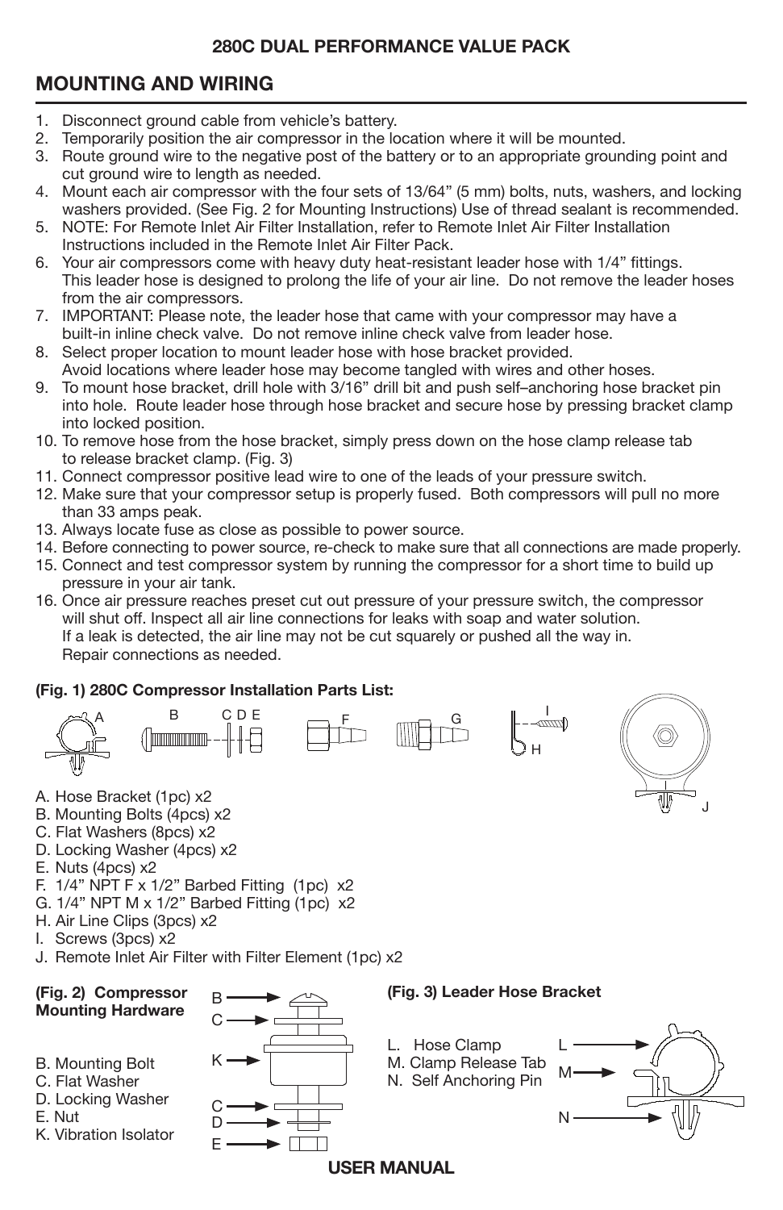**280C DUAL PERFORMANCE VALUE PACK**

## MOUNTING AND WIRING

1. Disconnect ground cable from vehicle's battery.
2. Temporarily position the air compressor in the location where it will be mounted.
3. Route ground wire to the negative post of the battery or to an appropriate grounding point and cut ground wire to length as needed.
4. Mount each air compressor with the four sets of 13/64" (5 mm) bolts, nuts, washers, and locking washers provided. (See Fig. 2 for Mounting Instructions) Use of thread sealant is recommended.
5. NOTE: For Remote Inlet Air Filter Installation, refer to Remote Inlet Air Filter Installation Instructions included in the Remote Inlet Air Filter Pack.
6. Your air compressors come with heavy duty heat-resistant leader hose with 1/4" fittings. This leader hose is designed to prolong the life of your air line. Do not remove the leader hoses from the air compressors.
7. IMPORTANT: Please note, the leader hose that came with your compressor may have a built-in inline check valve. Do not remove inline check valve from leader hose.
8. Select proper location to mount leader hose with hose bracket provided. Avoid locations where leader hose may become tangled with wires and other hoses.
9. To mount hose bracket, drill hole with 3/16" drill bit and push self–anchoring hose bracket pin into hole. Route leader hose through hose bracket and secure hose by pressing bracket clamp into locked position.
10. To remove hose from the hose bracket, simply press down on the hose clamp release tab to release bracket clamp. (Fig. 3)
11. Connect compressor positive lead wire to one of the leads of your pressure switch.
12. Make sure that your compressor setup is properly fused. Both compressors will pull no more than 33 amps peak.
13. Always locate fuse as close as possible to power source.
14. Before connecting to power source, re-check to make sure that all connections are made properly.
15. Connect and test compressor system by running the compressor for a short time to build up pressure in your air tank.
16. Once air pressure reaches preset cut out pressure of your pressure switch, the compressor will shut off. Inspect all air line connections for leaks with soap and water solution. If a leak is detected, the air line may not be cut squarely or pushed all the way in. Repair connections as needed.

**(Fig. 1) 280C Compressor Installation Parts List:**

A. Hose Bracket (1pc) x2
B. Mounting Bolts (4pcs) x2
C. Flat Washers (8pcs) x2
D. Locking Washer (4pcs) x2
E. Nuts (4pcs) x2
F. 1/4" NPT F x 1/2" Barbed Fitting (1pc) x2
G. 1/4" NPT M x 1/2" Barbed Fitting (1pc) x2
H. Air Line Clips (3pcs) x2
I. Screws (3pcs) x2
J. Remote Inlet Air Filter with Filter Element (1pc) x2

**(Fig. 2) Compressor Mounting Hardware**

B. Mounting Bolt
C. Flat Washer
D. Locking Washer
E. Nut
K. Vibration Isolator

**(Fig. 3) Leader Hose Bracket**

L. Hose Clamp
M. Clamp Release Tab
N. Self Anchoring Pin

**USER MANUAL**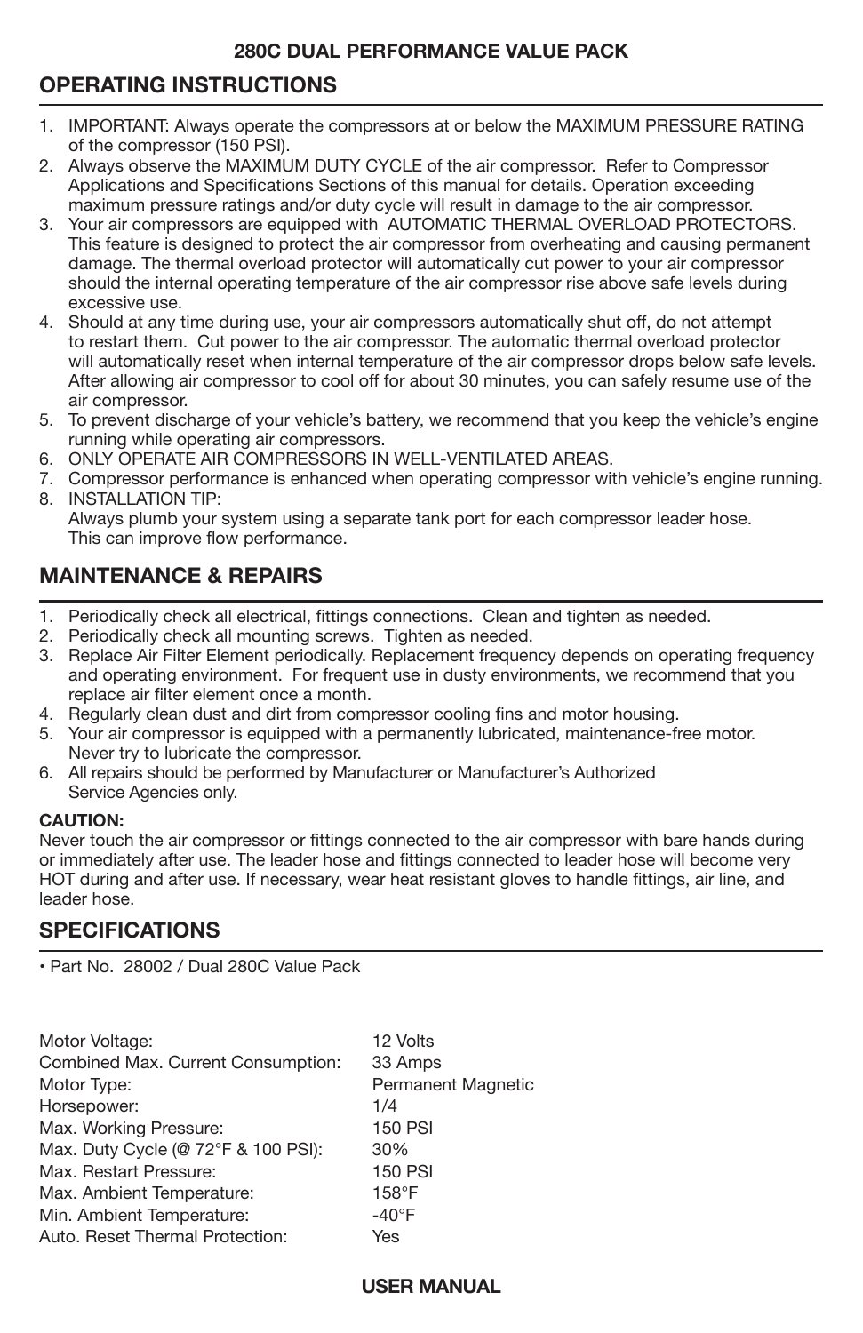## OPERATING INSTRUCTIONS

1. IMPORTANT: Always operate the compressors at or below the MAXIMUM PRESSURE RATING of the compressor (150 PSI).
2. Always observe the MAXIMUM DUTY CYCLE of the air compressor. Refer to Compressor Applications and Specifications Sections of this manual for details. Operation exceeding maximum pressure ratings and/or duty cycle will result in damage to the air compressor.
3. Your air compressors are equipped with AUTOMATIC THERMAL OVERLOAD PROTECTORS. This feature is designed to protect the air compressor from overheating and causing permanent damage. The thermal overload protector will automatically cut power to your air compressor should the internal operating temperature of the air compressor rise above safe levels during excessive use.
4. Should at any time during use, your air compressors automatically shut off, do not attempt to restart them. Cut power to the air compressor. The automatic thermal overload protector will automatically reset when internal temperature of the air compressor drops below safe levels. After allowing air compressor to cool off for about 30 minutes, you can safely resume use of the air compressor.
5. To prevent discharge of your vehicle's battery, we recommend that you keep the vehicle's engine running while operating air compressors.
6. ONLY OPERATE AIR COMPRESSORS IN WELL-VENTILATED AREAS.
7. Compressor performance is enhanced when operating compressor with vehicle's engine running.
8. INSTALLATION TIP:
   Always plumb your system using a separate tank port for each compressor leader hose. This can improve flow performance.

## MAINTENANCE & REPAIRS

1. Periodically check all electrical, fittings connections. Clean and tighten as needed.
2. Periodically check all mounting screws. Tighten as needed.
3. Replace Air Filter Element periodically. Replacement frequency depends on operating frequency and operating environment. For frequent use in dusty environments, we recommend that you replace air filter element once a month.
4. Regularly clean dust and dirt from compressor cooling fins and motor housing.
5. Your air compressor is equipped with a permanently lubricated, maintenance-free motor. Never try to lubricate the compressor.
6. All repairs should be performed by Manufacturer or Manufacturer's Authorized Service Agencies only.

**CAUTION:**
Never touch the air compressor or fittings connected to the air compressor with bare hands during or immediately after use. The leader hose and fittings connected to leader hose will become very HOT during and after use. If necessary, wear heat resistant gloves to handle fittings, air line, and leader hose.

## SPECIFICATIONS

• Part No. 28002 / Dual 280C Value Pack

| | |
|---|---|
| Motor Voltage: | 12 Volts |
| Combined Max. Current Consumption: | 33 Amps |
| Motor Type: | Permanent Magnetic |
| Horsepower: | 1/4 |
| Max. Working Pressure: | 150 PSI |
| Max. Duty Cycle (@ 72°F & 100 PSI): | 30% |
| Max. Restart Pressure: | 150 PSI |
| Max. Ambient Temperature: | 158°F |
| Min. Ambient Temperature: | -40°F |
| Auto. Reset Thermal Protection: | Yes |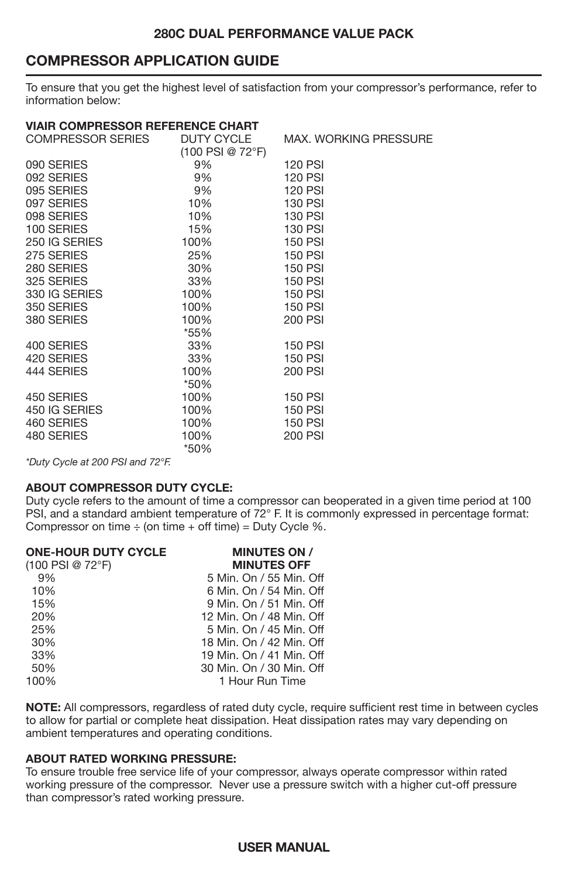## 280C DUAL PERFORMANCE VALUE PACK

## COMPRESSOR APPLICATION GUIDE

To ensure that you get the highest level of satisfaction from your compressor's performance, refer to information below:

**VIAIR COMPRESSOR REFERENCE CHART**

| COMPRESSOR SERIES | DUTY CYCLE (100 PSI @ 72°F) | MAX. WORKING PRESSURE |
|---|---|---|
| 090 SERIES | 9% | 120 PSI |
| 092 SERIES | 9% | 120 PSI |
| 095 SERIES | 9% | 120 PSI |
| 097 SERIES | 10% | 130 PSI |
| 098 SERIES | 10% | 130 PSI |
| 100 SERIES | 15% | 130 PSI |
| 250 IG SERIES | 100% | 150 PSI |
| 275 SERIES | 25% | 150 PSI |
| 280 SERIES | 30% | 150 PSI |
| 325 SERIES | 33% | 150 PSI |
| 330 IG SERIES | 100% | 150 PSI |
| 350 SERIES | 100% | 150 PSI |
| 380 SERIES | 100% *55% | 200 PSI |
| 400 SERIES | 33% | 150 PSI |
| 420 SERIES | 33% | 150 PSI |
| 444 SERIES | 100% *50% | 200 PSI |
| 450 SERIES | 100% | 150 PSI |
| 450 IG SERIES | 100% | 150 PSI |
| 460 SERIES | 100% | 150 PSI |
| 480 SERIES | 100% *50% | 200 PSI |

*Duty Cycle at 200 PSI and 72°F.*

**ABOUT COMPRESSOR DUTY CYCLE:**
Duty cycle refers to the amount of time a compressor can beoperated in a given time period at 100 PSI, and a standard ambient temperature of 72° F. It is commonly expressed in percentage format: Compressor on time ÷ (on time + off time) = Duty Cycle %.

| ONE-HOUR DUTY CYCLE (100 PSI @ 72°F) | MINUTES ON / MINUTES OFF |
|---|---|
| 9% | 5 Min. On / 55 Min. Off |
| 10% | 6 Min. On / 54 Min. Off |
| 15% | 9 Min. On / 51 Min. Off |
| 20% | 12 Min. On / 48 Min. Off |
| 25% | 5 Min. On / 45 Min. Off |
| 30% | 18 Min. On / 42 Min. Off |
| 33% | 19 Min. On / 41 Min. Off |
| 50% | 30 Min. On / 30 Min. Off |
| 100% | 1 Hour Run Time |

**NOTE:** All compressors, regardless of rated duty cycle, require sufficient rest time in between cycles to allow for partial or complete heat dissipation. Heat dissipation rates may vary depending on ambient temperatures and operating conditions.

**ABOUT RATED WORKING PRESSURE:**
To ensure trouble free service life of your compressor, always operate compressor within rated working pressure of the compressor. Never use a pressure switch with a higher cut-off pressure than compressor's rated working pressure.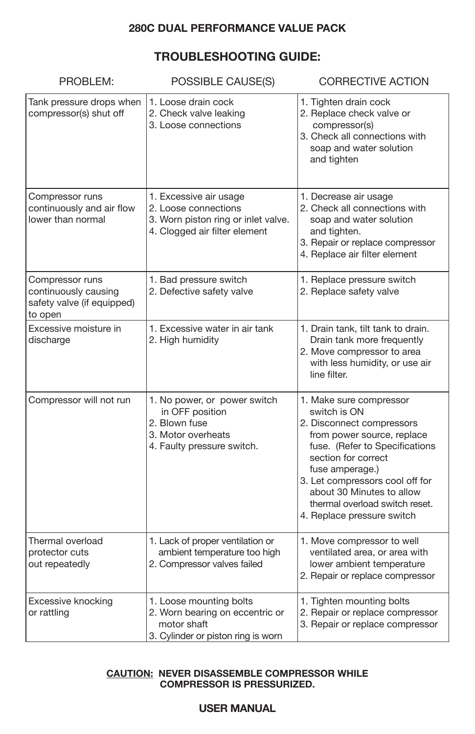**280C DUAL PERFORMANCE VALUE PACK**

## TROUBLESHOOTING GUIDE:

| PROBLEM: | POSSIBLE CAUSE(S) | CORRECTIVE ACTION |
|---|---|---|
| Tank pressure drops when compressor(s) shut off | 1. Loose drain cock<br>2. Check valve leaking<br>3. Loose connections | 1. Tighten drain cock<br>2. Replace check valve or compressor(s)<br>3. Check all connections with soap and water solution and tighten |
| Compressor runs continuously and air flow lower than normal | 1. Excessive air usage<br>2. Loose connections<br>3. Worn piston ring or inlet valve.<br>4. Clogged air filter element | 1. Decrease air usage<br>2. Check all connections with soap and water solution and tighten.<br>3. Repair or replace compressor<br>4. Replace air filter element |
| Compressor runs continuously causing safety valve (if equipped) to open | 1. Bad pressure switch<br>2. Defective safety valve | 1. Replace pressure switch<br>2. Replace safety valve |
| Excessive moisture in discharge | 1. Excessive water in air tank<br>2. High humidity | 1. Drain tank, tilt tank to drain. Drain tank more frequently<br>2. Move compressor to area with less humidity, or use air line filter. |
| Compressor will not run | 1. No power, or power switch in OFF position<br>2. Blown fuse<br>3. Motor overheats<br>4. Faulty pressure switch. | 1. Make sure compressor switch is ON<br>2. Disconnect compressors from power source, replace fuse. (Refer to Specifications section for correct fuse amperage.)<br>3. Let compressors cool off for about 30 Minutes to allow thermal overload switch reset.<br>4. Replace pressure switch |
| Thermal overload protector cuts out repeatedly | 1. Lack of proper ventilation or ambient temperature too high<br>2. Compressor valves failed | 1. Move compressor to well ventilated area, or area with lower ambient temperature<br>2. Repair or replace compressor |
| Excessive knocking or rattling | 1. Loose mounting bolts<br>2. Worn bearing on eccentric or motor shaft<br>3. Cylinder or piston ring is worn | 1. Tighten mounting bolts<br>2. Repair or replace compressor<br>3. Repair or replace compressor |

**CAUTION: NEVER DISASSEMBLE COMPRESSOR WHILE COMPRESSOR IS PRESSURIZED.**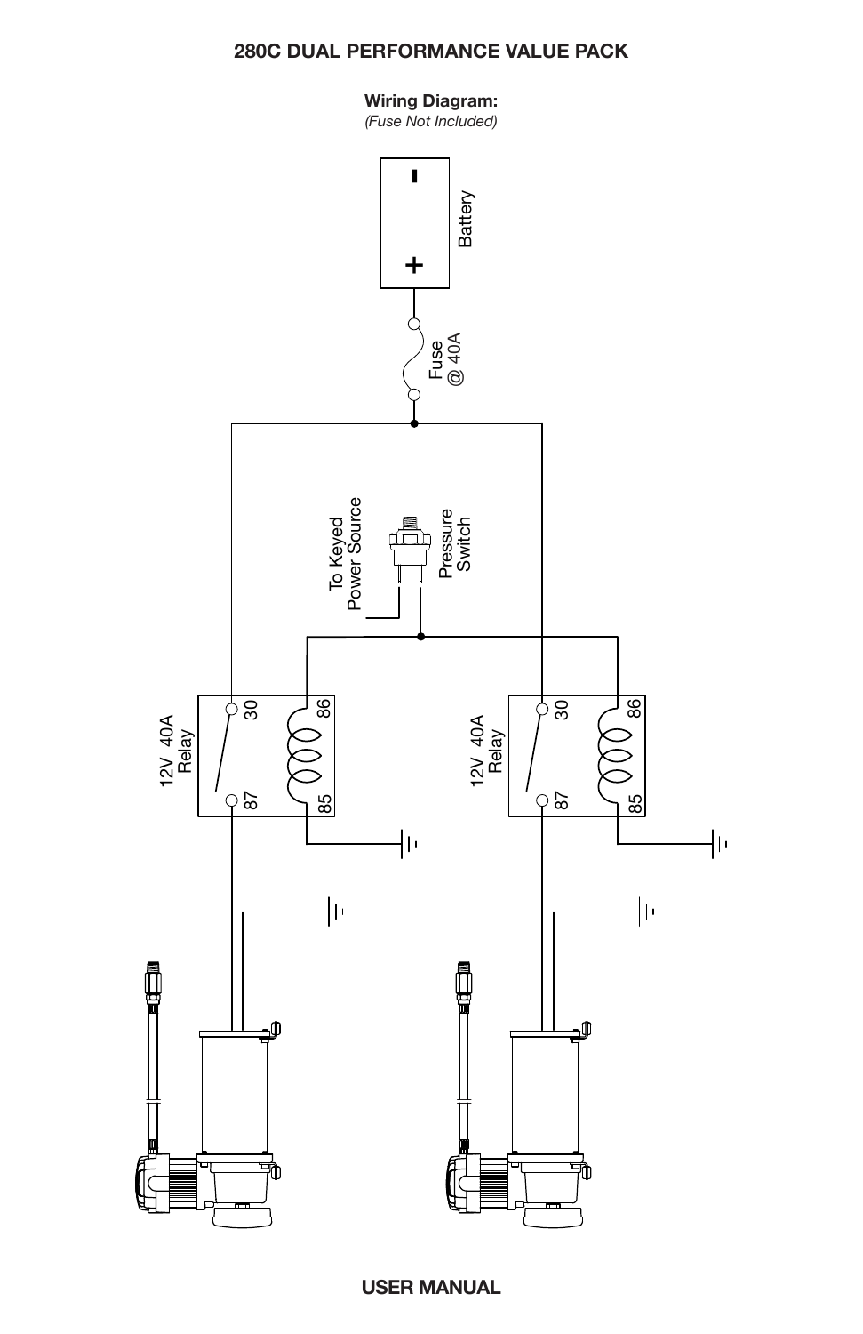## 280C DUAL PERFORMANCE VALUE PACK

**Wiring Diagram:**
*(Fuse Not Included)*

Battery

Fuse @ 40A

To Keyed Power Source

Pressure Switch

12V 40A Relay

30 86 87 85

12V 40A Relay

30 86 87 85

**USER MANUAL**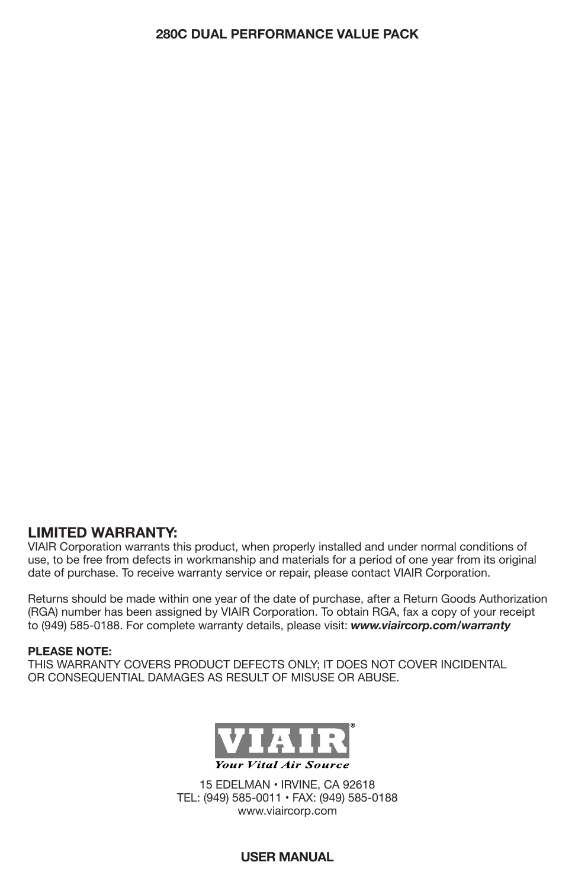**280C DUAL PERFORMANCE VALUE PACK**

## LIMITED WARRANTY:

VIAIR Corporation warrants this product, when properly installed and under normal conditions of use, to be free from defects in workmanship and materials for a period of one year from its original date of purchase. To receive warranty service or repair, please contact VIAIR Corporation.

Returns should be made within one year of the date of purchase, after a Return Goods Authorization (RGA) number has been assigned by VIAIR Corporation. To obtain RGA, fax a copy of your receipt to (949) 585-0188. For complete warranty details, please visit: ***www.viaircorp.com/warranty***

**PLEASE NOTE:**
THIS WARRANTY COVERS PRODUCT DEFECTS ONLY; IT DOES NOT COVER INCIDENTAL OR CONSEQUENTIAL DAMAGES AS RESULT OF MISUSE OR ABUSE.

VIAIR®
*Your Vital Air Source*

15 EDELMAN • IRVINE, CA 92618
TEL: (949) 585-0011 • FAX: (949) 585-0188
www.viaircorp.com

**USER MANUAL**